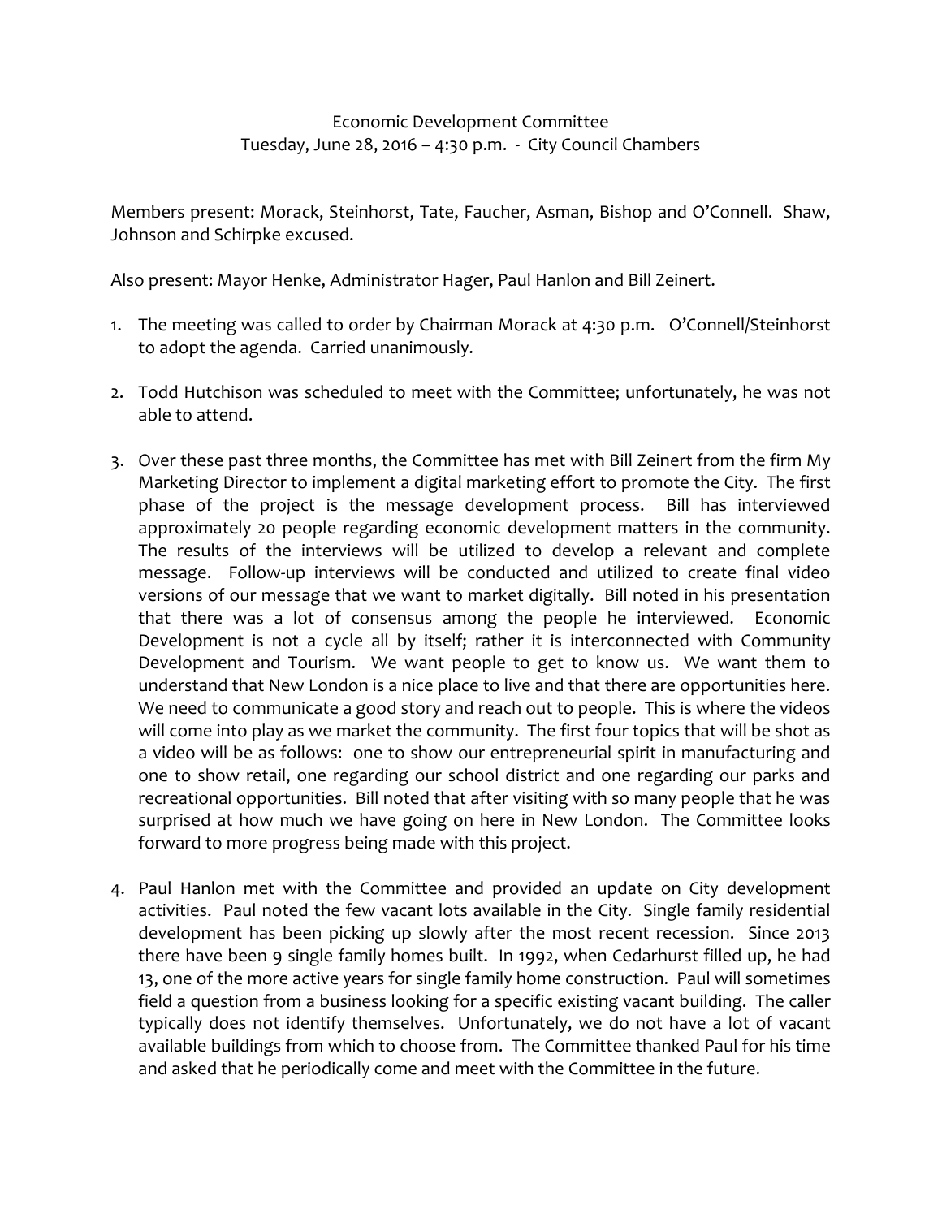Economic Development Committee
Tuesday, June 28, 2016 – 4:30 p.m. - City Council Chambers

Members present: Morack, Steinhorst, Tate, Faucher, Asman, Bishop and O'Connell. Shaw, Johnson and Schirpke excused.

Also present: Mayor Henke, Administrator Hager, Paul Hanlon and Bill Zeinert.

1. The meeting was called to order by Chairman Morack at 4:30 p.m. O'Connell/Steinhorst to adopt the agenda. Carried unanimously.

2. Todd Hutchison was scheduled to meet with the Committee; unfortunately, he was not able to attend.

3. Over these past three months, the Committee has met with Bill Zeinert from the firm My Marketing Director to implement a digital marketing effort to promote the City. The first phase of the project is the message development process. Bill has interviewed approximately 20 people regarding economic development matters in the community. The results of the interviews will be utilized to develop a relevant and complete message. Follow-up interviews will be conducted and utilized to create final video versions of our message that we want to market digitally. Bill noted in his presentation that there was a lot of consensus among the people he interviewed. Economic Development is not a cycle all by itself; rather it is interconnected with Community Development and Tourism. We want people to get to know us. We want them to understand that New London is a nice place to live and that there are opportunities here. We need to communicate a good story and reach out to people. This is where the videos will come into play as we market the community. The first four topics that will be shot as a video will be as follows: one to show our entrepreneurial spirit in manufacturing and one to show retail, one regarding our school district and one regarding our parks and recreational opportunities. Bill noted that after visiting with so many people that he was surprised at how much we have going on here in New London. The Committee looks forward to more progress being made with this project.

4. Paul Hanlon met with the Committee and provided an update on City development activities. Paul noted the few vacant lots available in the City. Single family residential development has been picking up slowly after the most recent recession. Since 2013 there have been 9 single family homes built. In 1992, when Cedarhurst filled up, he had 13, one of the more active years for single family home construction. Paul will sometimes field a question from a business looking for a specific existing vacant building. The caller typically does not identify themselves. Unfortunately, we do not have a lot of vacant available buildings from which to choose from. The Committee thanked Paul for his time and asked that he periodically come and meet with the Committee in the future.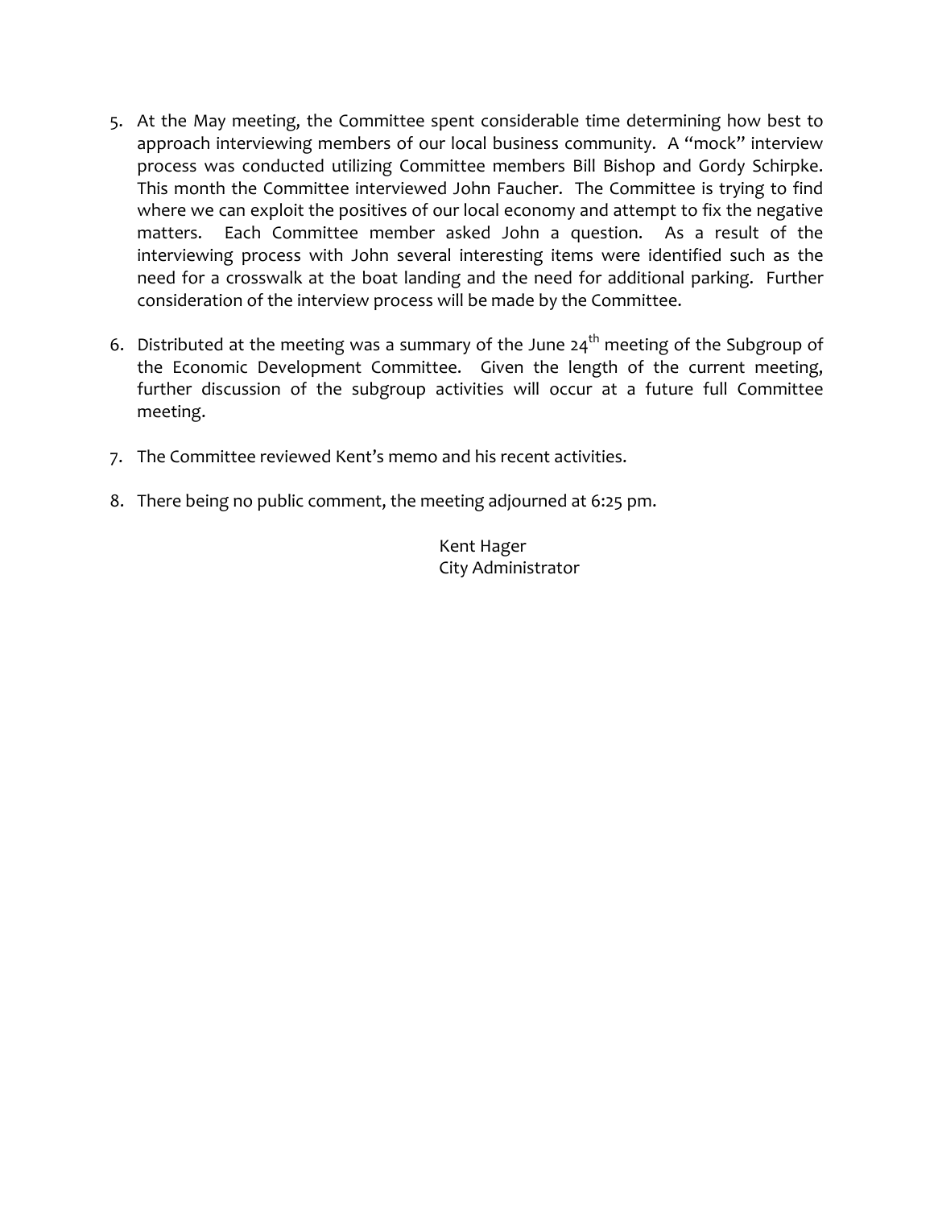5. At the May meeting, the Committee spent considerable time determining how best to approach interviewing members of our local business community. A "mock" interview process was conducted utilizing Committee members Bill Bishop and Gordy Schirpke. This month the Committee interviewed John Faucher. The Committee is trying to find where we can exploit the positives of our local economy and attempt to fix the negative matters. Each Committee member asked John a question. As a result of the interviewing process with John several interesting items were identified such as the need for a crosswalk at the boat landing and the need for additional parking. Further consideration of the interview process will be made by the Committee.

6. Distributed at the meeting was a summary of the June 24th meeting of the Subgroup of the Economic Development Committee. Given the length of the current meeting, further discussion of the subgroup activities will occur at a future full Committee meeting.

7. The Committee reviewed Kent's memo and his recent activities.

8. There being no public comment, the meeting adjourned at 6:25 pm.

Kent Hager
City Administrator